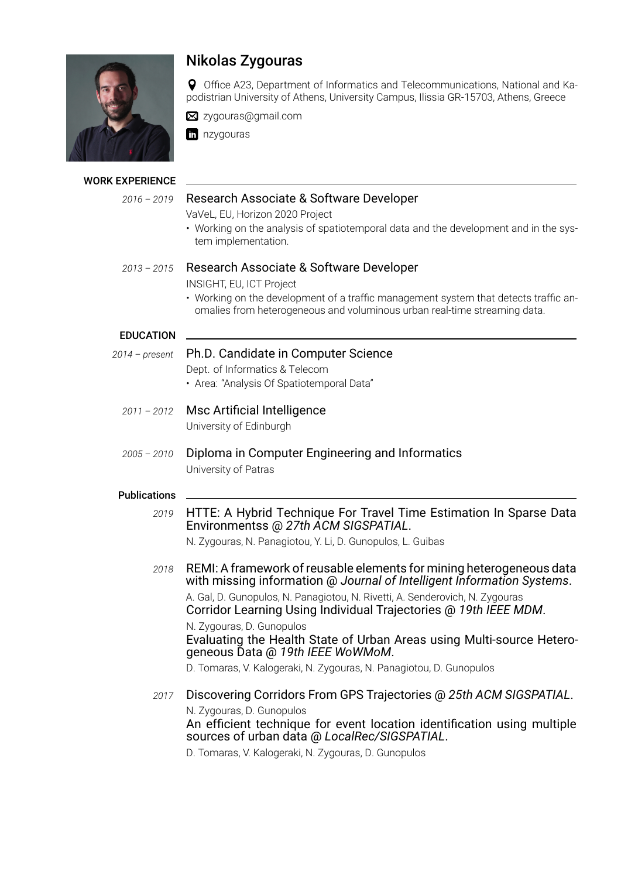# Nikolas Zygouras

Office A23, Department of Informatics and Telecommunications, National and Kapodistrian University of Athens, University Campus, Ilissia GR-15703, Athens, Greece

zygouras@gmail.com

nzygouras

## WORK EXPERIENCE

*2016 – 2019* **Research Associate & Software Developer**
VaVeL, EU, Horizon 2020 Project
- Working on the analysis of spatiotemporal data and the development and in the system implementation.

*2013 – 2015* **Research Associate & Software Developer**
INSIGHT, EU, ICT Project
- Working on the development of a traffic management system that detects traffic anomalies from heterogeneous and voluminous urban real-time streaming data.

## EDUCATION

*2014 – present* **Ph.D. Candidate in Computer Science**
Dept. of Informatics & Telecom
- Area: "Analysis Of Spatiotemporal Data"

*2011 – 2012* **Msc Artificial Intelligence**
University of Edinburgh

*2005 – 2010* **Diploma in Computer Engineering and Informatics**
University of Patras

## Publications

*2019* HTTE: A Hybrid Technique For Travel Time Estimation In Sparse Data Environmentss @ *27th ACM SIGSPATIAL*.
N. Zygouras, N. Panagiotou, Y. Li, D. Gunopulos, L. Guibas

*2018* REMI: A framework of reusable elements for mining heterogeneous data with missing information @ *Journal of Intelligent Information Systems*.
A. Gal, D. Gunopulos, N. Panagiotou, N. Rivetti, A. Senderovich, N. Zygouras

Corridor Learning Using Individual Trajectories @ *19th IEEE MDM*.
N. Zygouras, D. Gunopulos

Evaluating the Health State of Urban Areas using Multi-source Heterogeneous Data @ *19th IEEE WoWMoM*.
D. Tomaras, V. Kalogeraki, N. Zygouras, N. Panagiotou, D. Gunopulos

*2017* Discovering Corridors From GPS Trajectories @ *25th ACM SIGSPATIAL*.
N. Zygouras, D. Gunopulos

An efficient technique for event location identification using multiple sources of urban data @ *LocalRec/SIGSPATIAL*.
D. Tomaras, V. Kalogeraki, N. Zygouras, D. Gunopulos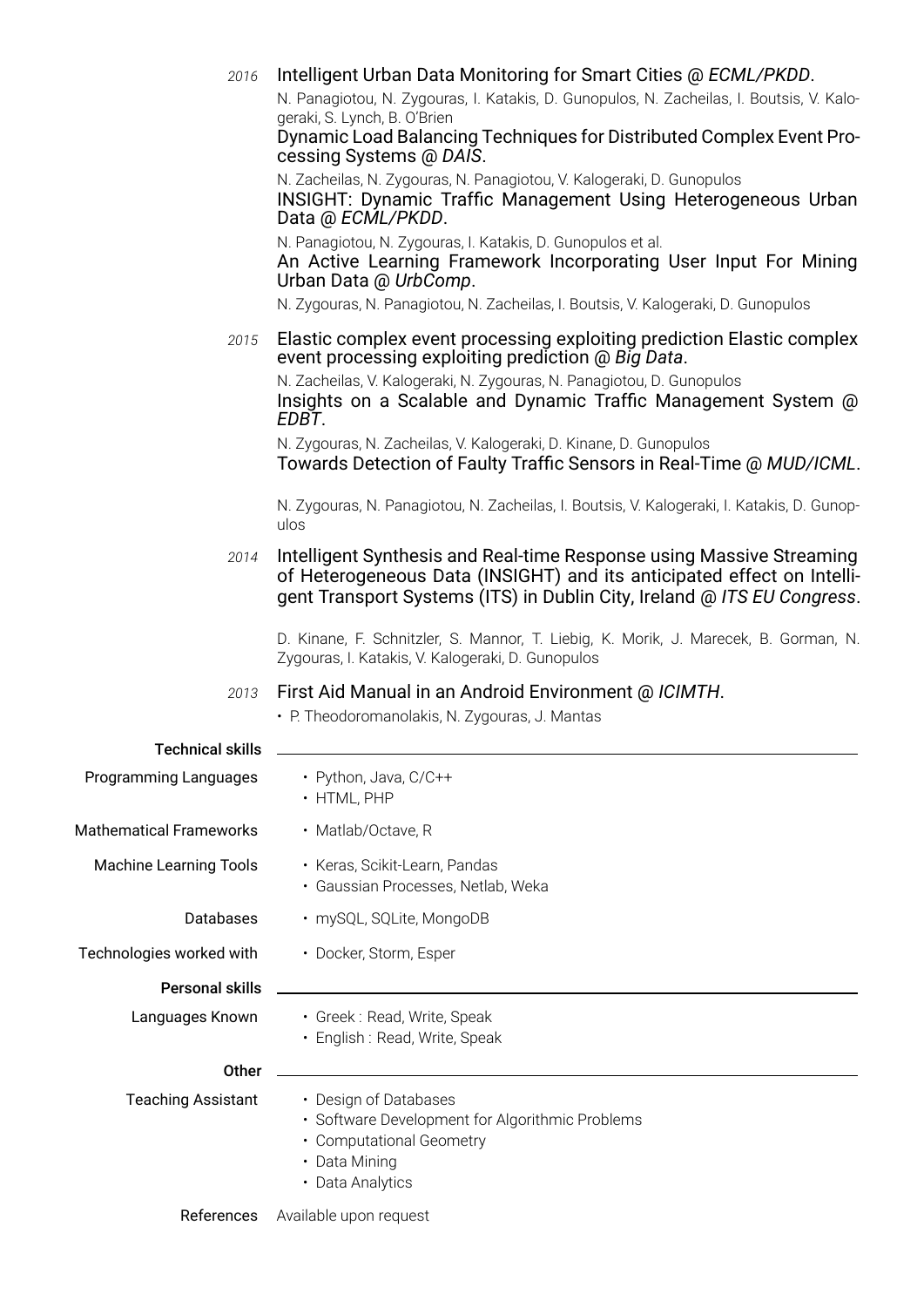2016 Intelligent Urban Data Monitoring for Smart Cities @ *ECML/PKDD*.

N. Panagiotou, N. Zygouras, I. Katakis, D. Gunopulos, N. Zacheilas, I. Boutsis, V. Kalogeraki, S. Lynch, B. O'Brien

Dynamic Load Balancing Techniques for Distributed Complex Event Processing Systems @ *DAIS*.

N. Zacheilas, N. Zygouras, N. Panagiotou, V. Kalogeraki, D. Gunopulos

INSIGHT: Dynamic Traffic Management Using Heterogeneous Urban Data @ *ECML/PKDD*.

N. Panagiotou, N. Zygouras, I. Katakis, D. Gunopulos et al.

An Active Learning Framework Incorporating User Input For Mining Urban Data @ *UrbComp*.

N. Zygouras, N. Panagiotou, N. Zacheilas, I. Boutsis, V. Kalogeraki, D. Gunopulos

2015 Elastic complex event processing exploiting prediction Elastic complex event processing exploiting prediction @ *Big Data*.

N. Zacheilas, V. Kalogeraki, N. Zygouras, N. Panagiotou, D. Gunopulos

Insights on a Scalable and Dynamic Traffic Management System @ *EDBT*.

N. Zygouras, N. Zacheilas, V. Kalogeraki, D. Kinane, D. Gunopulos

Towards Detection of Faulty Traffic Sensors in Real-Time @ *MUD/ICML*.

N. Zygouras, N. Panagiotou, N. Zacheilas, I. Boutsis, V. Kalogeraki, I. Katakis, D. Gunopulos

2014 Intelligent Synthesis and Real-time Response using Massive Streaming of Heterogeneous Data (INSIGHT) and its anticipated effect on Intelligent Transport Systems (ITS) in Dublin City, Ireland @ *ITS EU Congress*.

D. Kinane, F. Schnitzler, S. Mannor, T. Liebig, K. Morik, J. Marecek, B. Gorman, N. Zygouras, I. Katakis, V. Kalogeraki, D. Gunopulos

2013 First Aid Manual in an Android Environment @ *ICIMTH*.

- P. Theodoromanolakis, N. Zygouras, J. Mantas

## Technical skills

**Programming Languages**
- Python, Java, C/C++
- HTML, PHP

**Mathematical Frameworks**
- Matlab/Octave, R

**Machine Learning Tools**
- Keras, Scikit-Learn, Pandas
- Gaussian Processes, Netlab, Weka

**Databases**
- mySQL, SQLite, MongoDB

**Technologies worked with**
- Docker, Storm, Esper

## Personal skills

**Languages Known**
- Greek : Read, Write, Speak
- English : Read, Write, Speak

## Other

**Teaching Assistant**
- Design of Databases
- Software Development for Algorithmic Problems
- Computational Geometry
- Data Mining
- Data Analytics

**References** Available upon request